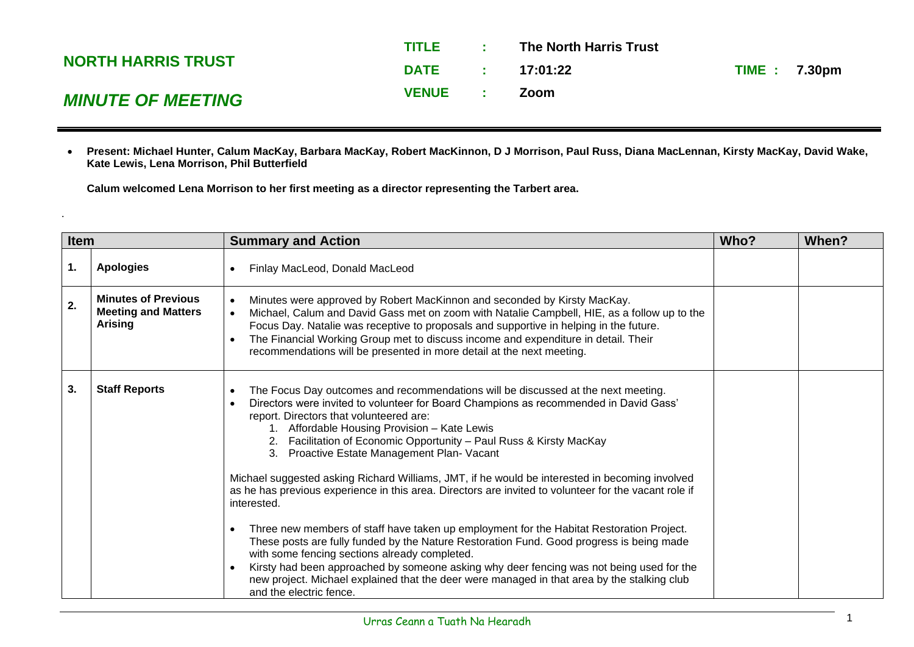## NORTH HARRIS TRUST

### *MINUTE OF MEETING*

**TITLE : The North Harris Trust**

**DATE : 17:01:22** **TIME : 7.30pm**

**VENUE : Zoom**

- **Present: Michael Hunter, Calum MacKay, Barbara MacKay, Robert MacKinnon, D J Morrison, Paul Russ, Diana MacLennan, Kirsty MacKay, David Wake, Kate Lewis, Lena Morrison, Phil Butterfield**

**Calum welcomed Lena Morrison to her first meeting as a director representing the Tarbert area.**

.

| Item | | Summary and Action | Who? | When? |
|---|---|---|---|---|
| 1. | **Apologies** | • Finlay MacLeod, Donald MacLeod | | |
| 2. | **Minutes of Previous Meeting and Matters Arising** | • Minutes were approved by Robert MacKinnon and seconded by Kirsty MacKay.<br>• Michael, Calum and David Gass met on zoom with Natalie Campbell, HIE, as a follow up to the Focus Day. Natalie was receptive to proposals and supportive in helping in the future.<br>• The Financial Working Group met to discuss income and expenditure in detail. Their recommendations will be presented in more detail at the next meeting. | | |
| 3. | **Staff Reports** | • The Focus Day outcomes and recommendations will be discussed at the next meeting.<br>• Directors were invited to volunteer for Board Champions as recommended in David Gass' report. Directors that volunteered are:<br>1. Affordable Housing Provision – Kate Lewis<br>2. Facilitation of Economic Opportunity – Paul Russ & Kirsty MacKay<br>3. Proactive Estate Management Plan- Vacant<br><br>Michael suggested asking Richard Williams, JMT, if he would be interested in becoming involved as he has previous experience in this area. Directors are invited to volunteer for the vacant role if interested.<br><br>• Three new members of staff have taken up employment for the Habitat Restoration Project. These posts are fully funded by the Nature Restoration Fund. Good progress is being made with some fencing sections already completed.<br>• Kirsty had been approached by someone asking why deer fencing was not being used for the new project. Michael explained that the deer were managed in that area by the stalking club and the electric fence. | | |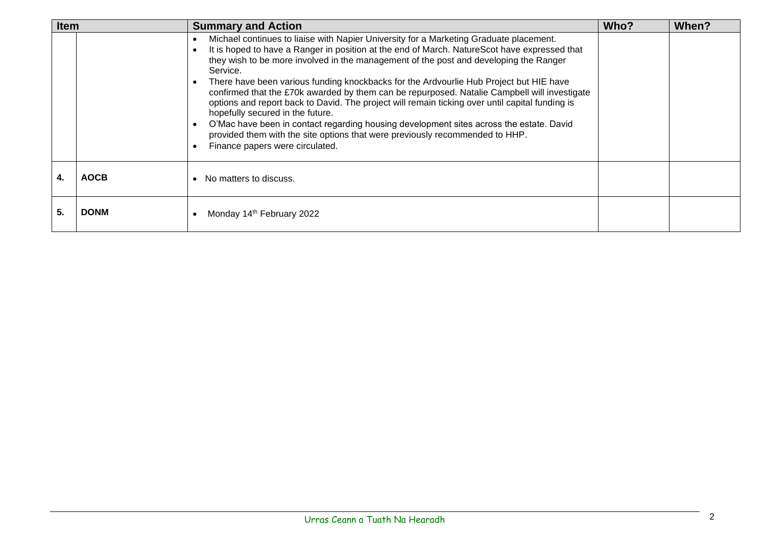| Item | | Summary and Action | Who? | When? |
|---|---|---|---|---|
| | | • Michael continues to liaise with Napier University for a Marketing Graduate placement.<br>• It is hoped to have a Ranger in position at the end of March. NatureScot have expressed that they wish to be more involved in the management of the post and developing the Ranger Service.<br>• There have been various funding knockbacks for the Ardvourlie Hub Project but HIE have confirmed that the £70k awarded by them can be repurposed. Natalie Campbell will investigate options and report back to David. The project will remain ticking over until capital funding is hopefully secured in the future.<br>• O'Mac have been in contact regarding housing development sites across the estate. David provided them with the site options that were previously recommended to HHP.<br>• Finance papers were circulated. | | |
| **4.** | **AOCB** | • No matters to discuss. | | |
| **5.** | **DONM** | • Monday 14th February 2022 | | |

Urras Ceann a Tuath Na Hearadh